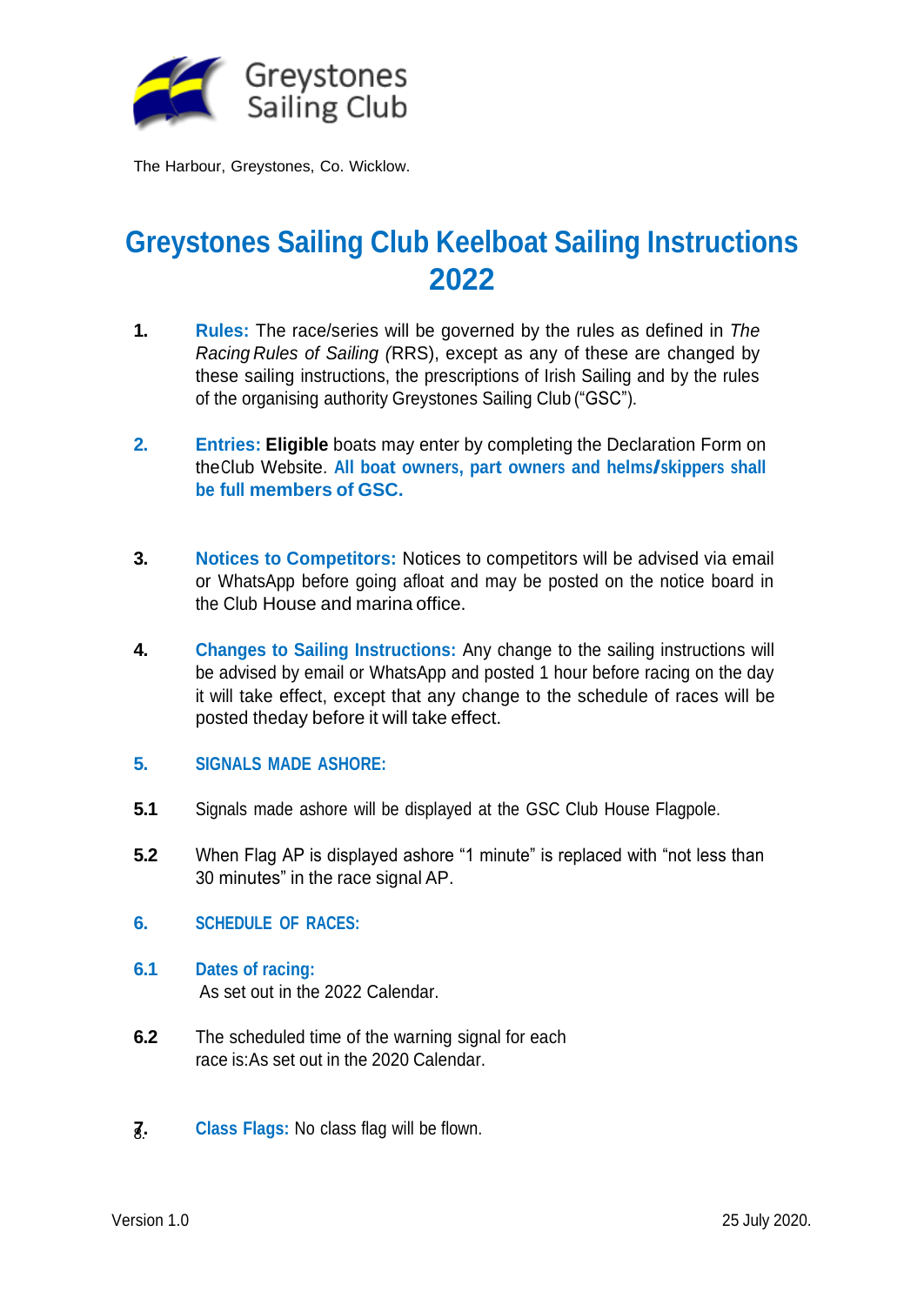Greystones Sailing Club

The Harbour, Greystones, Co. Wicklow.

# Greystones Sailing Club Keelboat Sailing Instructions 2022

**1.** **Rules:** The race/series will be governed by the rules as defined in *The Racing Rules of Sailing* (RRS), except as any of these are changed by these sailing instructions, the prescriptions of Irish Sailing and by the rules of the organising authority Greystones Sailing Club ("GSC").

**2.** **Entries:** **Eligible** boats may enter by completing the Declaration Form on theClub Website. **All boat owners, part owners and helms/skippers shall be full members of GSC.**

**3.** **Notices to Competitors:** Notices to competitors will be advised via email or WhatsApp before going afloat and may be posted on the notice board in the Club House and marina office.

**4.** **Changes to Sailing Instructions:** Any change to the sailing instructions will be advised by email or WhatsApp and posted 1 hour before racing on the day it will take effect, except that any change to the schedule of races will be posted theday before it will take effect.

**5.** **SIGNALS MADE ASHORE:**

**5.1** Signals made ashore will be displayed at the GSC Club House Flagpole.

**5.2** When Flag AP is displayed ashore "1 minute" is replaced with "not less than 30 minutes" in the race signal AP.

**6.** **SCHEDULE OF RACES:**

**6.1** **Dates of racing:**
As set out in the 2022 Calendar.

**6.2** The scheduled time of the warning signal for each race is:As set out in the 2020 Calendar.

**7.** **Class Flags:** No class flag will be flown.

Version 1.0 25 July 2020.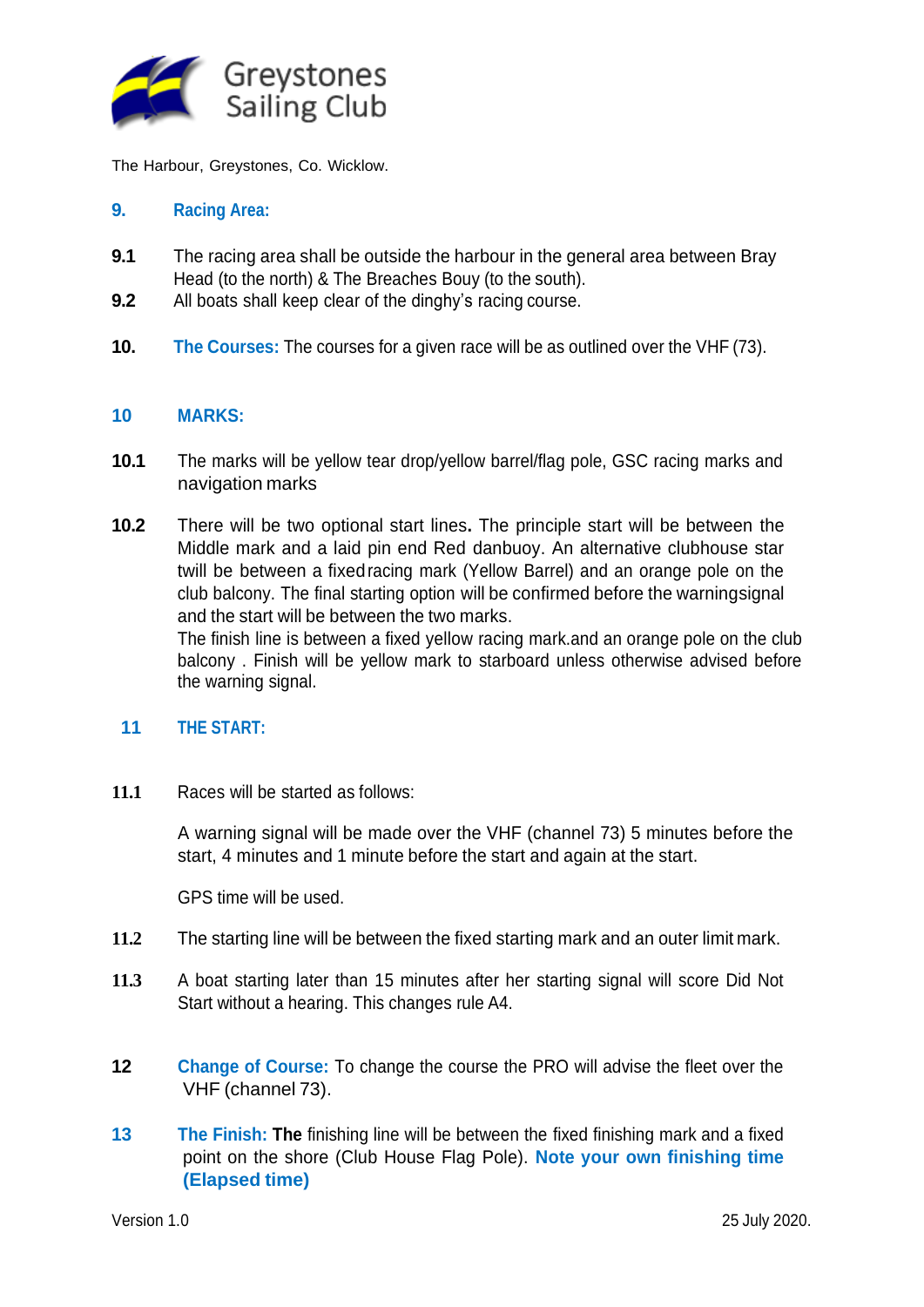Greystones Sailing Club

The Harbour, Greystones, Co. Wicklow.

## 9. Racing Area:

**9.1** The racing area shall be outside the harbour in the general area between Bray Head (to the north) & The Breaches Bouy (to the south).

**9.2** All boats shall keep clear of the dinghy's racing course.

**10. The Courses:** The courses for a given race will be as outlined over the VHF (73).

## 10 MARKS:

**10.1** The marks will be yellow tear drop/yellow barrel/flag pole, GSC racing marks and navigation marks

**10.2** There will be two optional start lines**.** The principle start will be between the Middle mark and a laid pin end Red danbuoy. An alternative clubhouse star twill be between a fixedracing mark (Yellow Barrel) and an orange pole on the club balcony. The final starting option will be confirmed before the warningsignal and the start will be between the two marks.
The finish line is between a fixed yellow racing mark.and an orange pole on the club balcony . Finish will be yellow mark to starboard unless otherwise advised before the warning signal.

## 11 THE START:

**11.1** Races will be started as follows:

A warning signal will be made over the VHF (channel 73) 5 minutes before the start, 4 minutes and 1 minute before the start and again at the start.

GPS time will be used.

**11.2** The starting line will be between the fixed starting mark and an outer limit mark.

**11.3** A boat starting later than 15 minutes after her starting signal will score Did Not Start without a hearing. This changes rule A4.

**12 Change of Course:** To change the course the PRO will advise the fleet over the VHF (channel 73).

**13 The Finish: The** finishing line will be between the fixed finishing mark and a fixed point on the shore (Club House Flag Pole). **Note your own finishing time (Elapsed time)**

Version 1.0 25 July 2020.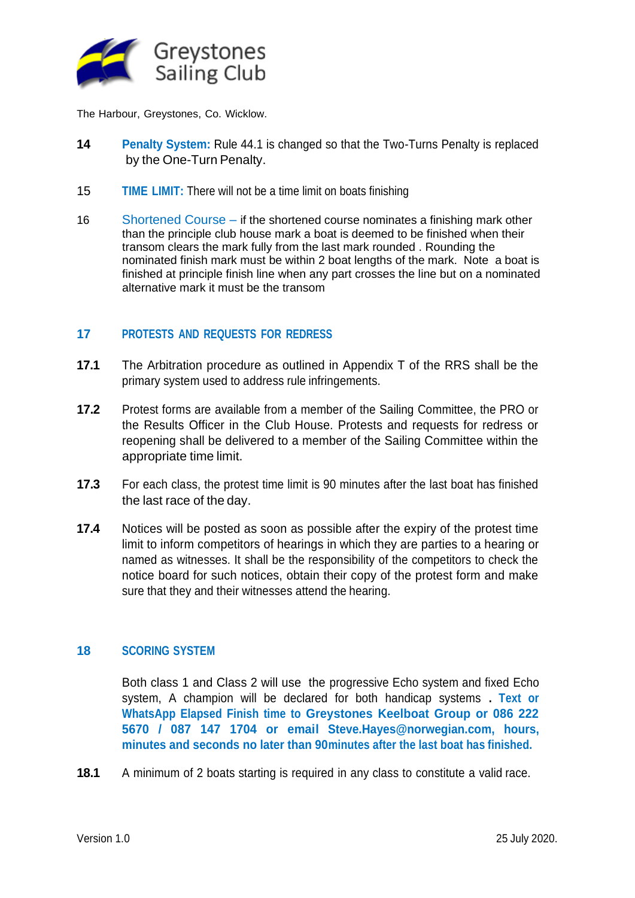Greystones Sailing Club

The Harbour, Greystones, Co. Wicklow.

**14** **Penalty System:** Rule 44.1 is changed so that the Two-Turns Penalty is replaced by the One-Turn Penalty.

15 **TIME LIMIT:** There will not be a time limit on boats finishing

16 Shortened Course – if the shortened course nominates a finishing mark other than the principle club house mark a boat is deemed to be finished when their transom clears the mark fully from the last mark rounded . Rounding the nominated finish mark must be within 2 boat lengths of the mark. Note a boat is finished at principle finish line when any part crosses the line but on a nominated alternative mark it must be the transom

## 17 PROTESTS AND REQUESTS FOR REDRESS

**17.1** The Arbitration procedure as outlined in Appendix T of the RRS shall be the primary system used to address rule infringements.

**17.2** Protest forms are available from a member of the Sailing Committee, the PRO or the Results Officer in the Club House. Protests and requests for redress or reopening shall be delivered to a member of the Sailing Committee within the appropriate time limit.

**17.3** For each class, the protest time limit is 90 minutes after the last boat has finished the last race of the day.

**17.4** Notices will be posted as soon as possible after the expiry of the protest time limit to inform competitors of hearings in which they are parties to a hearing or named as witnesses. It shall be the responsibility of the competitors to check the notice board for such notices, obtain their copy of the protest form and make sure that they and their witnesses attend the hearing.

## 18 SCORING SYSTEM

Both class 1 and Class 2 will use the progressive Echo system and fixed Echo system, A champion will be declared for both handicap systems . **Text or WhatsApp Elapsed Finish time to Greystones Keelboat Group or 086 222 5670 / 087 147 1704 or email Steve.Hayes@norwegian.com, hours, minutes and seconds no later than 90minutes after the last boat has finished.**

**18.1** A minimum of 2 boats starting is required in any class to constitute a valid race.

Version 1.0 25 July 2020.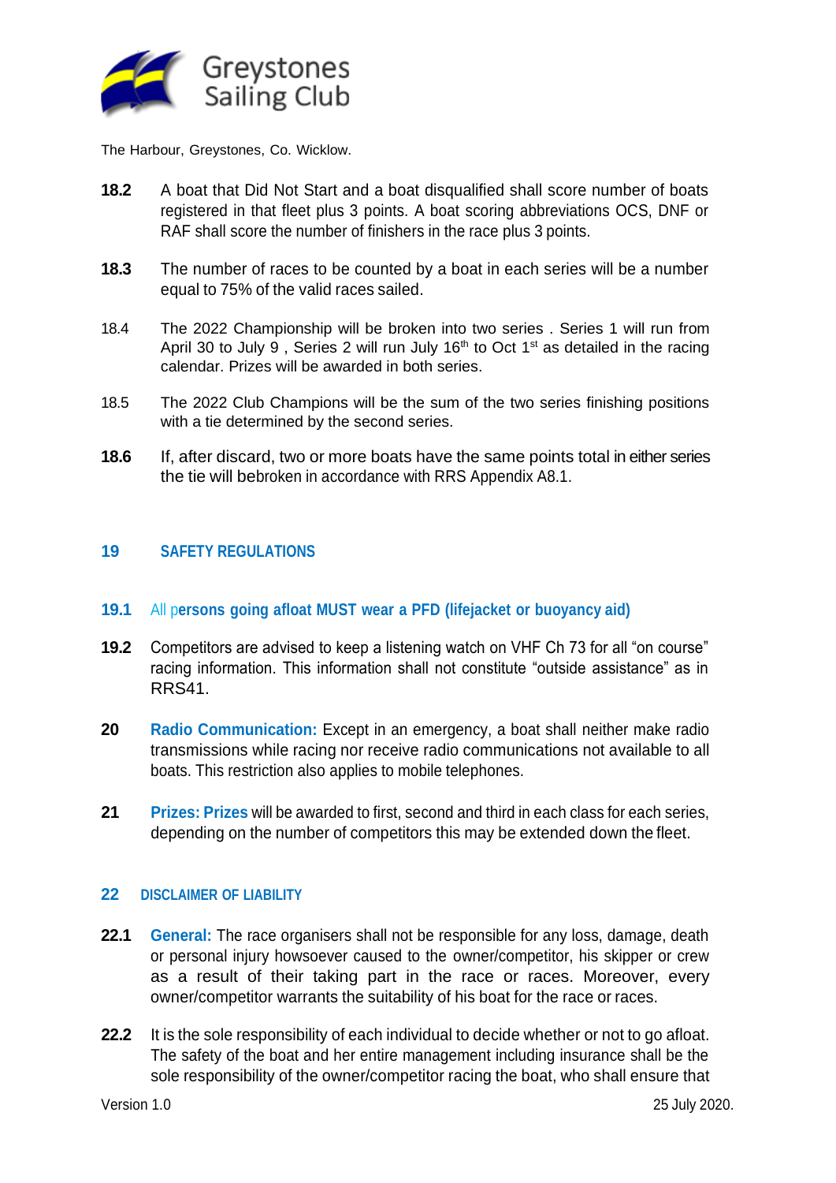The Harbour, Greystones, Co. Wicklow.

**18.2** A boat that Did Not Start and a boat disqualified shall score number of boats registered in that fleet plus 3 points. A boat scoring abbreviations OCS, DNF or RAF shall score the number of finishers in the race plus 3 points.

**18.3** The number of races to be counted by a boat in each series will be a number equal to 75% of the valid races sailed.

18.4 The 2022 Championship will be broken into two series . Series 1 will run from April 30 to July 9 , Series 2 will run July 16th to Oct 1st as detailed in the racing calendar. Prizes will be awarded in both series.

18.5 The 2022 Club Champions will be the sum of the two series finishing positions with a tie determined by the second series.

**18.6** If, after discard, two or more boats have the same points total in either series the tie will bebroken in accordance with RRS Appendix A8.1.

## 19 SAFETY REGULATIONS

**19.1 All persons going afloat MUST wear a PFD (lifejacket or buoyancy aid)**

**19.2** Competitors are advised to keep a listening watch on VHF Ch 73 for all "on course" racing information. This information shall not constitute "outside assistance" as in RRS41.

**20** **Radio Communication:** Except in an emergency, a boat shall neither make radio transmissions while racing nor receive radio communications not available to all boats. This restriction also applies to mobile telephones.

**21** **Prizes: Prizes** will be awarded to first, second and third in each class for each series, depending on the number of competitors this may be extended down the fleet.

## 22 DISCLAIMER OF LIABILITY

**22.1** **General:** The race organisers shall not be responsible for any loss, damage, death or personal injury howsoever caused to the owner/competitor, his skipper or crew as a result of their taking part in the race or races. Moreover, every owner/competitor warrants the suitability of his boat for the race or races.

**22.2** It is the sole responsibility of each individual to decide whether or not to go afloat. The safety of the boat and her entire management including insurance shall be the sole responsibility of the owner/competitor racing the boat, who shall ensure that

Version 1.0 25 July 2020.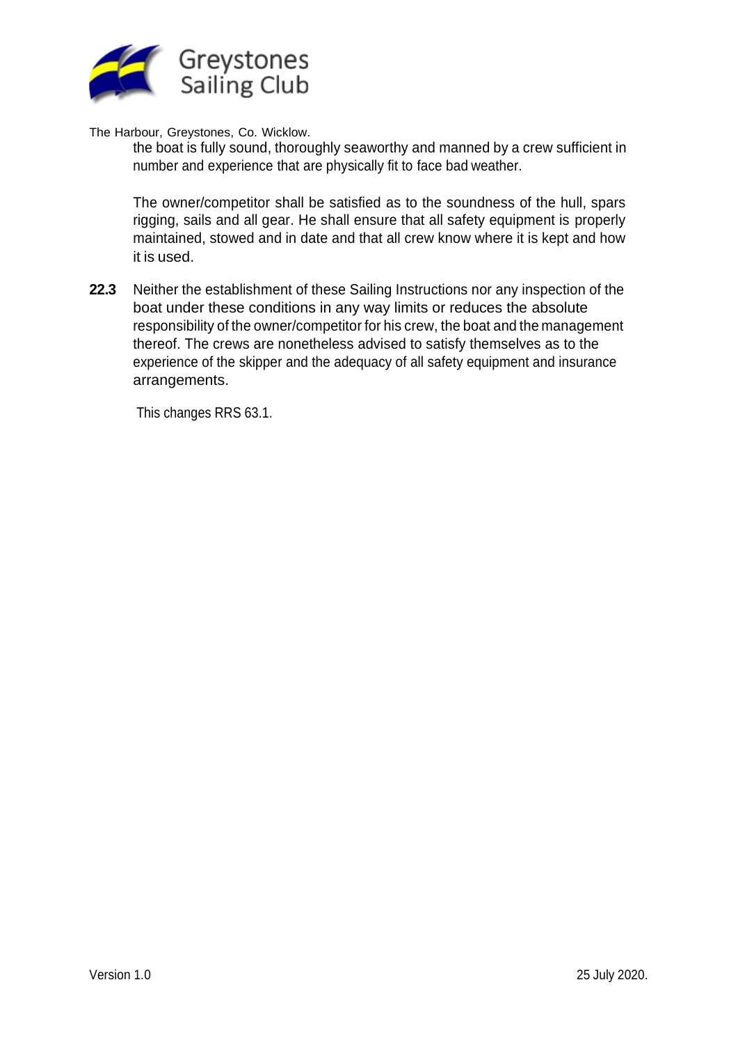the boat is fully sound, thoroughly seaworthy and manned by a crew sufficient in number and experience that are physically fit to face bad weather.

The owner/competitor shall be satisfied as to the soundness of the hull, spars rigging, sails and all gear. He shall ensure that all safety equipment is properly maintained, stowed and in date and that all crew know where it is kept and how it is used.

**22.3** Neither the establishment of these Sailing Instructions nor any inspection of the boat under these conditions in any way limits or reduces the absolute responsibility of the owner/competitor for his crew, the boat and the management thereof. The crews are nonetheless advised to satisfy themselves as to the experience of the skipper and the adequacy of all safety equipment and insurance arrangements.

This changes RRS 63.1.

Version 1.0 25 July 2020.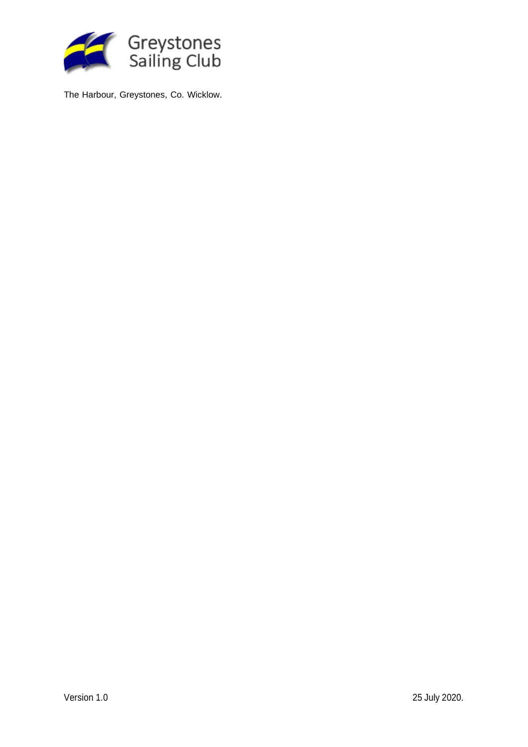Greystones Sailing Club

The Harbour, Greystones, Co. Wicklow.

Version 1.0

25 July 2020.